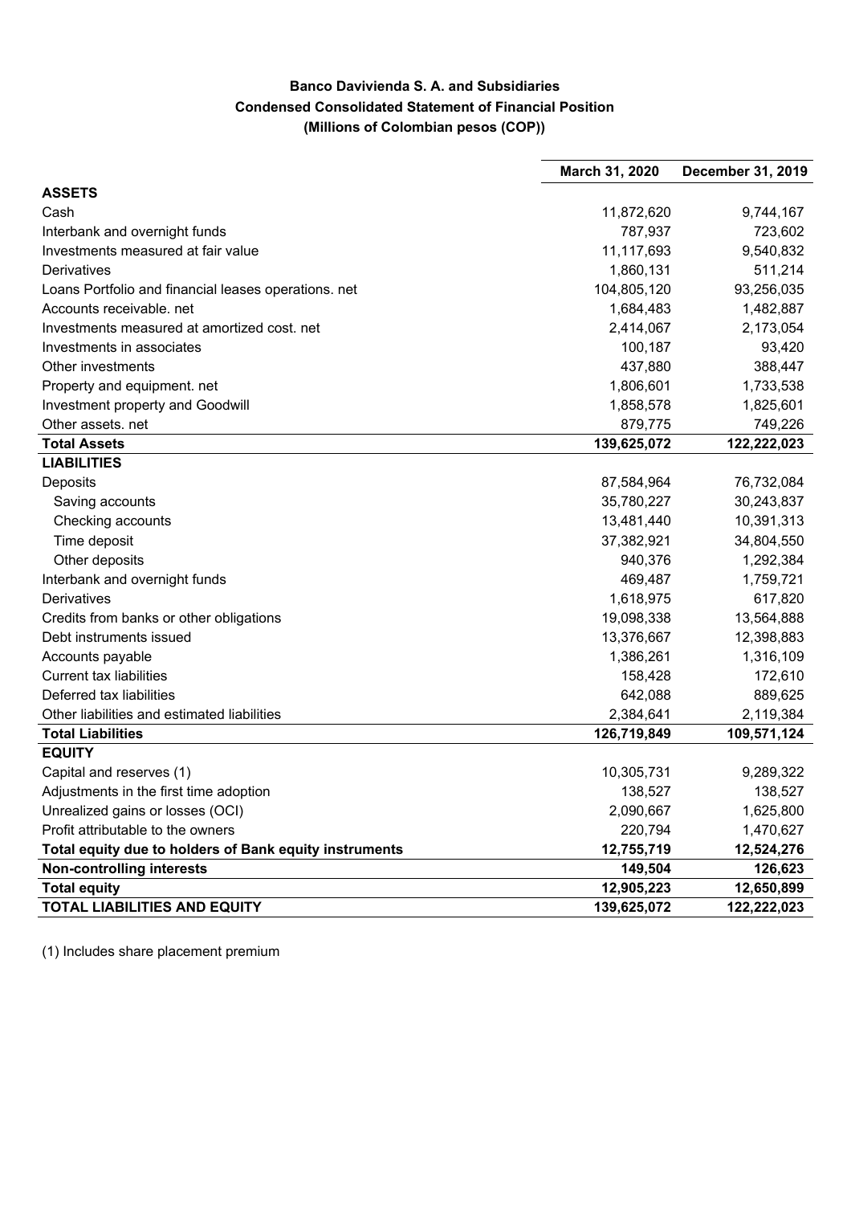# Banco Davivienda S. A. and Subsidiaries
## Condensed Consolidated Statement of Financial Position
### (Millions of Colombian pesos (COP))

| | March 31, 2020 | December 31, 2019 |
|---|---|---|
| **ASSETS** | | |
| Cash | 11,872,620 | 9,744,167 |
| Interbank and overnight funds | 787,937 | 723,602 |
| Investments measured at fair value | 11,117,693 | 9,540,832 |
| Derivatives | 1,860,131 | 511,214 |
| Loans Portfolio and financial leases operations. net | 104,805,120 | 93,256,035 |
| Accounts receivable. net | 1,684,483 | 1,482,887 |
| Investments measured at amortized cost. net | 2,414,067 | 2,173,054 |
| Investments in associates | 100,187 | 93,420 |
| Other investments | 437,880 | 388,447 |
| Property and equipment. net | 1,806,601 | 1,733,538 |
| Investment property and Goodwill | 1,858,578 | 1,825,601 |
| Other assets. net | 879,775 | 749,226 |
| **Total Assets** | **139,625,072** | **122,222,023** |
| **LIABILITIES** | | |
| Deposits | 87,584,964 | 76,732,084 |
| Saving accounts | 35,780,227 | 30,243,837 |
| Checking accounts | 13,481,440 | 10,391,313 |
| Time deposit | 37,382,921 | 34,804,550 |
| Other deposits | 940,376 | 1,292,384 |
| Interbank and overnight funds | 469,487 | 1,759,721 |
| Derivatives | 1,618,975 | 617,820 |
| Credits from banks or other obligations | 19,098,338 | 13,564,888 |
| Debt instruments issued | 13,376,667 | 12,398,883 |
| Accounts payable | 1,386,261 | 1,316,109 |
| Current tax liabilities | 158,428 | 172,610 |
| Deferred tax liabilities | 642,088 | 889,625 |
| Other liabilities and estimated liabilities | 2,384,641 | 2,119,384 |
| **Total Liabilities** | **126,719,849** | **109,571,124** |
| **EQUITY** | | |
| Capital and reserves (1) | 10,305,731 | 9,289,322 |
| Adjustments in the first time adoption | 138,527 | 138,527 |
| Unrealized gains or losses (OCI) | 2,090,667 | 1,625,800 |
| Profit attributable to the owners | 220,794 | 1,470,627 |
| **Total equity due to holders of Bank equity instruments** | **12,755,719** | **12,524,276** |
| **Non-controlling interests** | **149,504** | **126,623** |
| **Total equity** | **12,905,223** | **12,650,899** |
| **TOTAL LIABILITIES AND EQUITY** | **139,625,072** | **122,222,023** |

(1) Includes share placement premium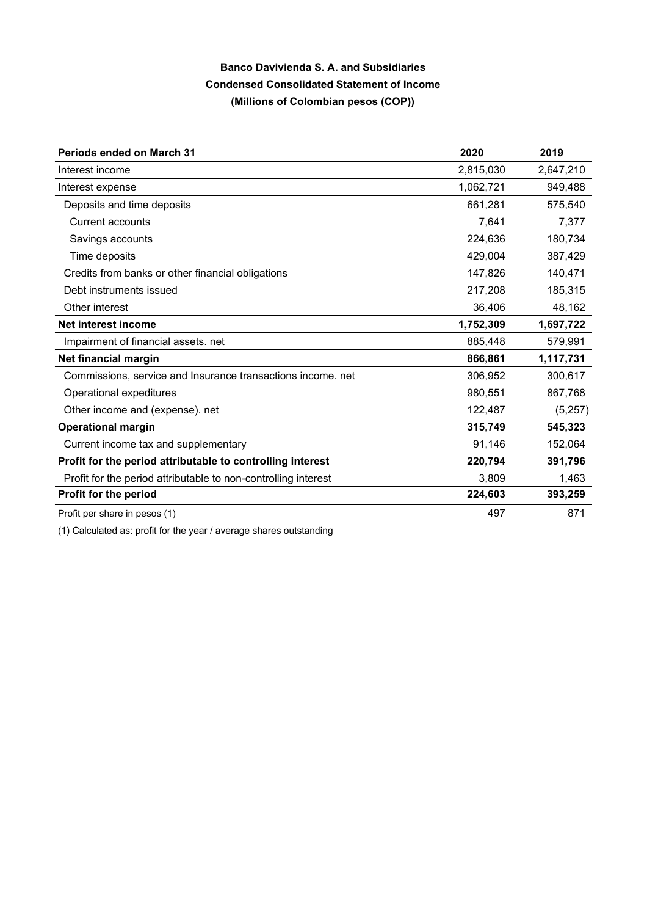**Banco Davivienda S. A. and Subsidiaries**

**Condensed Consolidated Statement of Income**

**(Millions of Colombian pesos (COP))**

| Periods ended on March 31 | 2020 | 2019 |
|---|---|---|
| Interest income | 2,815,030 | 2,647,210 |
| Interest expense | 1,062,721 | 949,488 |
| Deposits and time deposits | 661,281 | 575,540 |
| Current accounts | 7,641 | 7,377 |
| Savings accounts | 224,636 | 180,734 |
| Time deposits | 429,004 | 387,429 |
| Credits from banks or other financial obligations | 147,826 | 140,471 |
| Debt instruments issued | 217,208 | 185,315 |
| Other interest | 36,406 | 48,162 |
| **Net interest income** | **1,752,309** | **1,697,722** |
| Impairment of financial assets. net | 885,448 | 579,991 |
| **Net financial margin** | **866,861** | **1,117,731** |
| Commissions, service and Insurance transactions income. net | 306,952 | 300,617 |
| Operational expeditures | 980,551 | 867,768 |
| Other income and (expense). net | 122,487 | (5,257) |
| **Operational margin** | **315,749** | **545,323** |
| Current income tax and supplementary | 91,146 | 152,064 |
| **Profit for the period attributable to controlling interest** | **220,794** | **391,796** |
| Profit for the period attributable to non-controlling interest | 3,809 | 1,463 |
| **Profit for the period** | **224,603** | **393,259** |
| Profit per share in pesos (1) | 497 | 871 |

(1) Calculated as: profit for the year / average shares outstanding